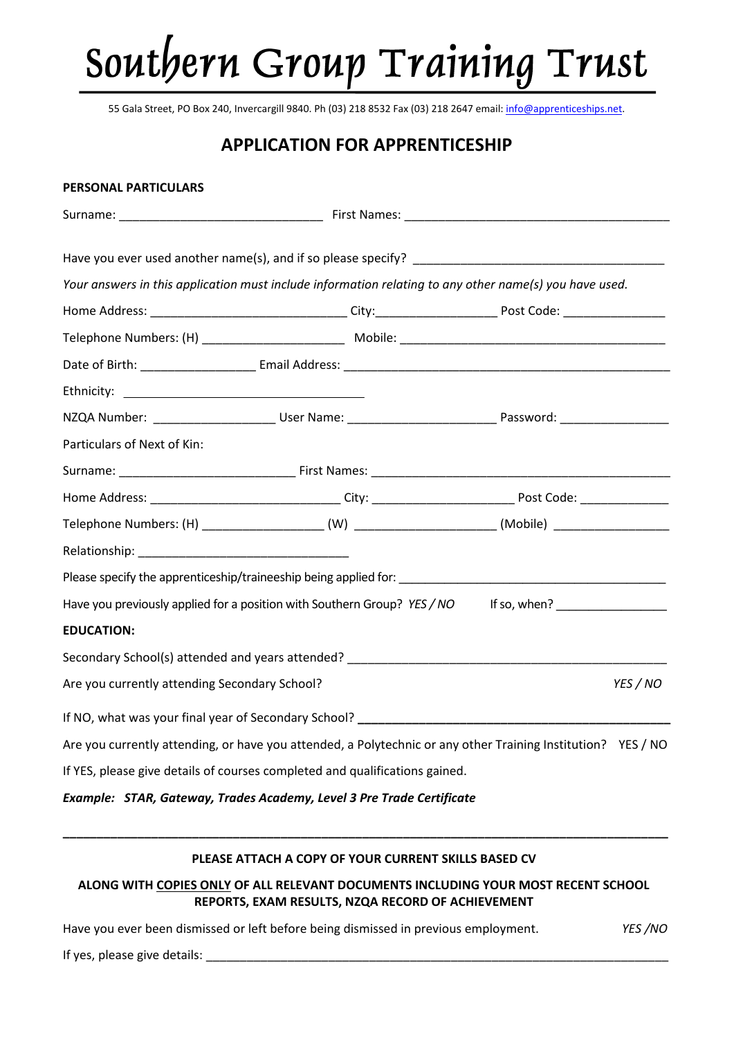# Southern Group Training Trust

55 Gala Street, PO Box 240, Invercargill 9840. Ph (03) 218 8532 Fax (03) 218 2647 email: info@apprenticeships.net.

## APPLICATION FOR APPRENTICESHIP

**PERSONAL PARTICULARS**

Surname: ______________________________ First Names: _______________________________________

Have you ever used another name(s), and if so please specify? _____________________________________

*Your answers in this application must include information relating to any other name(s) you have used.*

Home Address: _____________________________ City:__________________ Post Code: _______________

Telephone Numbers: (H) _____________________ Mobile: ________________________________________

Date of Birth: _________________ Email Address: __________________________________________________

Ethnicity: ____________________________________

NZQA Number: __________________ User Name: ______________________ Password: ________________

Particulars of Next of Kin:

Surname: __________________________ First Names: _____________________________________________

Home Address: ____________________________ City: _____________________ Post Code: _____________

Telephone Numbers: (H) __________________ (W) ____________________ (Mobile) _________________

Relationship: _______________________________

Please specify the apprenticeship/traineeship being applied for: _________________________________________

Have you previously applied for a position with Southern Group? *YES / NO* If so, when? ________________

**EDUCATION:**

Secondary School(s) attended and years attended? _________________________________________________

Are you currently attending Secondary School? *YES / NO*

If NO, what was your final year of Secondary School? _______________________________________________

Are you currently attending, or have you attended, a Polytechnic or any other Training Institution? YES / NO

If YES, please give details of courses completed and qualifications gained.

***Example: STAR, Gateway, Trades Academy, Level 3 Pre Trade Certificate***

_____________________________________________________________________________________________

**PLEASE ATTACH A COPY OF YOUR CURRENT SKILLS BASED CV**

**ALONG WITH COPIES ONLY OF ALL RELEVANT DOCUMENTS INCLUDING YOUR MOST RECENT SCHOOL REPORTS, EXAM RESULTS, NZQA RECORD OF ACHIEVEMENT**

Have you ever been dismissed or left before being dismissed in previous employment. *YES /NO*

If yes, please give details: ____________________________________________________________________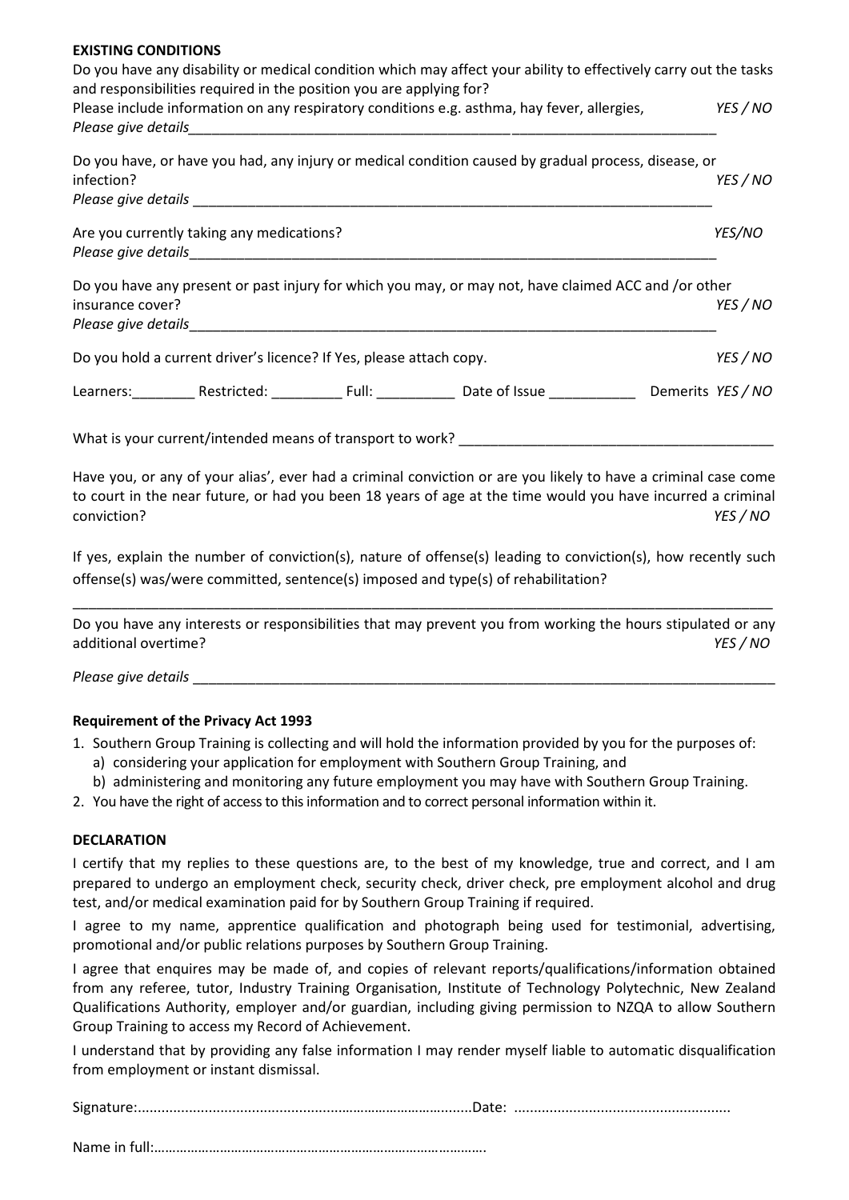**EXISTING CONDITIONS**

Do you have any disability or medical condition which may affect your ability to effectively carry out the tasks and responsibilities required in the position you are applying for?

Please include information on any respiratory conditions e.g. asthma, hay fever, allergies, *YES / NO*

*Please give details*_____________________________________________________________________

Do you have, or have you had, any injury or medical condition caused by gradual process, disease, or infection? *YES / NO*

*Please give details* _____________________________________________________________________

Are you currently taking any medications? *YES/NO*

*Please give details*_____________________________________________________________________

Do you have any present or past injury for which you may, or may not, have claimed ACC and /or other insurance cover? *YES / NO*

*Please give details*_____________________________________________________________________

Do you hold a current driver's licence? If Yes, please attach copy. *YES / NO*

Learners:________ Restricted: _________ Full: __________ Date of Issue ___________ Demerits *YES / NO*

What is your current/intended means of transport to work? ________________________________________

Have you, or any of your alias', ever had a criminal conviction or are you likely to have a criminal case come to court in the near future, or had you been 18 years of age at the time would you have incurred a criminal conviction? *YES / NO*

If yes, explain the number of conviction(s), nature of offense(s) leading to conviction(s), how recently such offense(s) was/were committed, sentence(s) imposed and type(s) of rehabilitation?

_____________________________________________________________________________________________

Do you have any interests or responsibilities that may prevent you from working the hours stipulated or any additional overtime? *YES / NO*

*Please give details* ______________________________________________________________________________

**Requirement of the Privacy Act 1993**

1. Southern Group Training is collecting and will hold the information provided by you for the purposes of:
   a) considering your application for employment with Southern Group Training, and
   b) administering and monitoring any future employment you may have with Southern Group Training.
2. You have the right of access to this information and to correct personal information within it.

**DECLARATION**

I certify that my replies to these questions are, to the best of my knowledge, true and correct, and I am prepared to undergo an employment check, security check, driver check, pre employment alcohol and drug test, and/or medical examination paid for by Southern Group Training if required.

I agree to my name, apprentice qualification and photograph being used for testimonial, advertising, promotional and/or public relations purposes by Southern Group Training.

I agree that enquires may be made of, and copies of relevant reports/qualifications/information obtained from any referee, tutor, Industry Training Organisation, Institute of Technology Polytechnic, New Zealand Qualifications Authority, employer and/or guardian, including giving permission to NZQA to allow Southern Group Training to access my Record of Achievement.

I understand that by providing any false information I may render myself liable to automatic disqualification from employment or instant dismissal.

Signature:.....................................................................................Date: ......................................................

Name in full:…………………………………………………………………………….